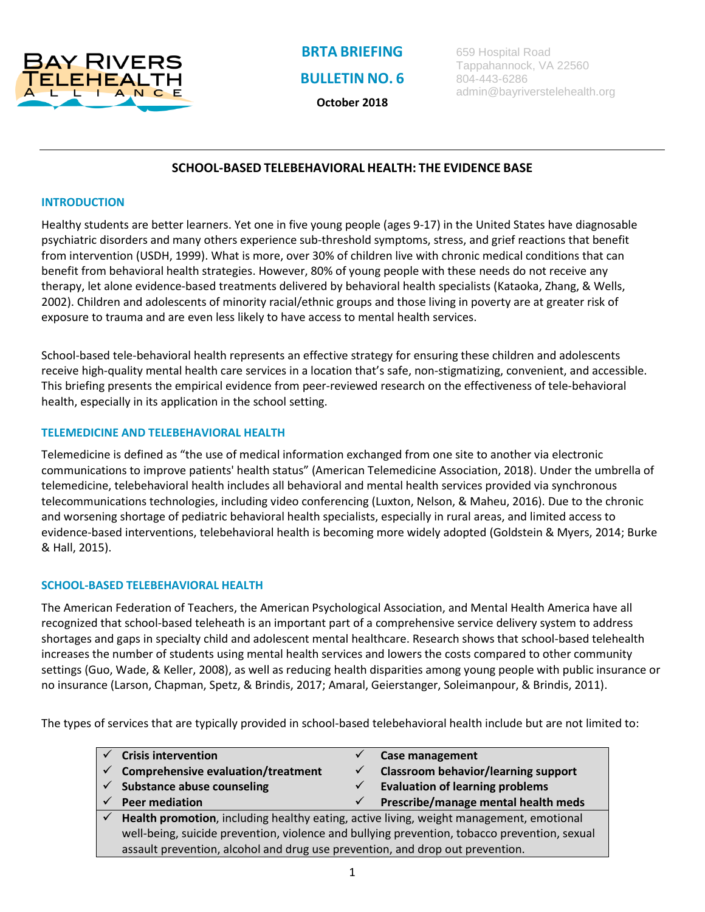**BRTA BRIEFING**

**BULLETIN NO. 6**

**October 2018**

659 Hospital Road
Tappahannock, VA 22560
804-443-6286
admin@bayriverstelehealth.org

---

# SCHOOL-BASED TELEBEHAVIORAL HEALTH: THE EVIDENCE BASE

## INTRODUCTION

Healthy students are better learners. Yet one in five young people (ages 9-17) in the United States have diagnosable psychiatric disorders and many others experience sub-threshold symptoms, stress, and grief reactions that benefit from intervention (USDH, 1999). What is more, over 30% of children live with chronic medical conditions that can benefit from behavioral health strategies. However, 80% of young people with these needs do not receive any therapy, let alone evidence-based treatments delivered by behavioral health specialists (Kataoka, Zhang, & Wells, 2002). Children and adolescents of minority racial/ethnic groups and those living in poverty are at greater risk of exposure to trauma and are even less likely to have access to mental health services.

School-based tele-behavioral health represents an effective strategy for ensuring these children and adolescents receive high-quality mental health care services in a location that's safe, non-stigmatizing, convenient, and accessible. This briefing presents the empirical evidence from peer-reviewed research on the effectiveness of tele-behavioral health, especially in its application in the school setting.

## TELEMEDICINE AND TELEBEHAVIORAL HEALTH

Telemedicine is defined as "the use of medical information exchanged from one site to another via electronic communications to improve patients' health status" (American Telemedicine Association, 2018). Under the umbrella of telemedicine, telebehavioral health includes all behavioral and mental health services provided via synchronous telecommunications technologies, including video conferencing (Luxton, Nelson, & Maheu, 2016). Due to the chronic and worsening shortage of pediatric behavioral health specialists, especially in rural areas, and limited access to evidence-based interventions, telebehavioral health is becoming more widely adopted (Goldstein & Myers, 2014; Burke & Hall, 2015).

## SCHOOL-BASED TELEBEHAVIORAL HEALTH

The American Federation of Teachers, the American Psychological Association, and Mental Health America have all recognized that school-based teleheath is an important part of a comprehensive service delivery system to address shortages and gaps in specialty child and adolescent mental healthcare. Research shows that school-based telehealth increases the number of students using mental health services and lowers the costs compared to other community settings (Guo, Wade, & Keller, 2008), as well as reducing health disparities among young people with public insurance or no insurance (Larson, Chapman, Spetz, & Brindis, 2017; Amaral, Geierstanger, Soleimanpour, & Brindis, 2011).

The types of services that are typically provided in school-based telebehavioral health include but are not limited to:

- ✓ **Crisis intervention**
- ✓ **Comprehensive evaluation/treatment**
- ✓ **Substance abuse counseling**
- ✓ **Peer mediation**
- ✓ **Case management**
- ✓ **Classroom behavior/learning support**
- ✓ **Evaluation of learning problems**
- ✓ **Prescribe/manage mental health meds**
- ✓ **Health promotion**, including healthy eating, active living, weight management, emotional well-being, suicide prevention, violence and bullying prevention, tobacco prevention, sexual assault prevention, alcohol and drug use prevention, and drop out prevention.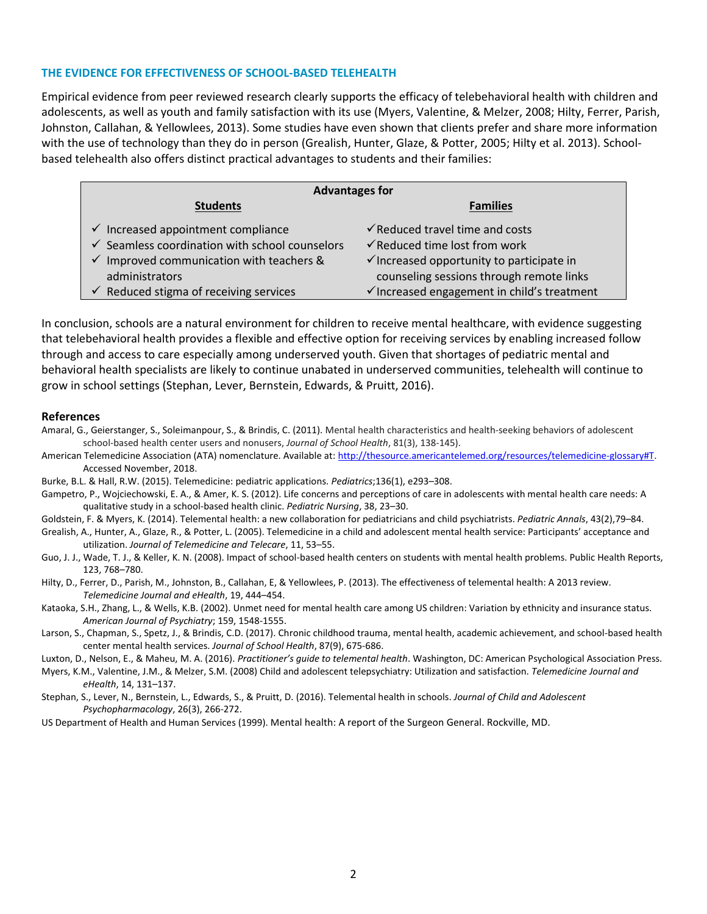## THE EVIDENCE FOR EFFECTIVENESS OF SCHOOL-BASED TELEHEALTH

Empirical evidence from peer reviewed research clearly supports the efficacy of telebehavioral health with children and adolescents, as well as youth and family satisfaction with its use (Myers, Valentine, & Melzer, 2008; Hilty, Ferrer, Parish, Johnston, Callahan, & Yellowlees, 2013). Some studies have even shown that clients prefer and share more information with the use of technology than they do in person (Grealish, Hunter, Glaze, & Potter, 2005; Hilty et al. 2013). School-based telehealth also offers distinct practical advantages to students and their families:

| Advantages for | |
|---|---|
| **Students** | **Families** |
| ✓ Increased appointment compliance | ✓ Reduced travel time and costs |
| ✓ Seamless coordination with school counselors | ✓ Reduced time lost from work |
| ✓ Improved communication with teachers & administrators | ✓ Increased opportunity to participate in counseling sessions through remote links |
| ✓ Reduced stigma of receiving services | ✓ Increased engagement in child's treatment |

In conclusion, schools are a natural environment for children to receive mental healthcare, with evidence suggesting that telebehavioral health provides a flexible and effective option for receiving services by enabling increased follow through and access to care especially among underserved youth. Given that shortages of pediatric mental and behavioral health specialists are likely to continue unabated in underserved communities, telehealth will continue to grow in school settings (Stephan, Lever, Bernstein, Edwards, & Pruitt, 2016).

### References

Amaral, G., Geierstanger, S., Soleimanpour, S., & Brindis, C. (2011). Mental health characteristics and health-seeking behaviors of adolescent school-based health center users and nonusers, *Journal of School Health*, 81(3), 138-145).

American Telemedicine Association (ATA) nomenclature. Available at: http://thesource.americantelemed.org/resources/telemedicine-glossary#T. Accessed November, 2018.

Burke, B.L. & Hall, R.W. (2015). Telemedicine: pediatric applications. *Pediatrics*;136(1), e293–308.

Gampetro, P., Wojciechowski, E. A., & Amer, K. S. (2012). Life concerns and perceptions of care in adolescents with mental health care needs: A qualitative study in a school-based health clinic. *Pediatric Nursing*, 38, 23–30.

Goldstein, F. & Myers, K. (2014). Telemental health: a new collaboration for pediatricians and child psychiatrists. *Pediatric Annals*, 43(2),79–84.

Grealish, A., Hunter, A., Glaze, R., & Potter, L. (2005). Telemedicine in a child and adolescent mental health service: Participants' acceptance and utilization. *Journal of Telemedicine and Telecare*, 11, 53–55.

Guo, J. J., Wade, T. J., & Keller, K. N. (2008). Impact of school-based health centers on students with mental health problems. Public Health Reports, 123, 768–780.

Hilty, D., Ferrer, D., Parish, M., Johnston, B., Callahan, E, & Yellowlees, P. (2013). The effectiveness of telemental health: A 2013 review. *Telemedicine Journal and eHealth*, 19, 444–454.

Kataoka, S.H., Zhang, L., & Wells, K.B. (2002). Unmet need for mental health care among US children: Variation by ethnicity and insurance status. *American Journal of Psychiatry*; 159, 1548-1555.

Larson, S., Chapman, S., Spetz, J., & Brindis, C.D. (2017). Chronic childhood trauma, mental health, academic achievement, and school-based health center mental health services. *Journal of School Health*, 87(9), 675-686.

Luxton, D., Nelson, E., & Maheu, M. A. (2016). *Practitioner's guide to telemental health*. Washington, DC: American Psychological Association Press.

Myers, K.M., Valentine, J.M., & Melzer, S.M. (2008) Child and adolescent telepsychiatry: Utilization and satisfaction. *Telemedicine Journal and eHealth*, 14, 131–137.

Stephan, S., Lever, N., Bernstein, L., Edwards, S., & Pruitt, D. (2016). Telemental health in schools. *Journal of Child and Adolescent Psychopharmacology*, 26(3), 266-272.

US Department of Health and Human Services (1999). Mental health: A report of the Surgeon General. Rockville, MD.